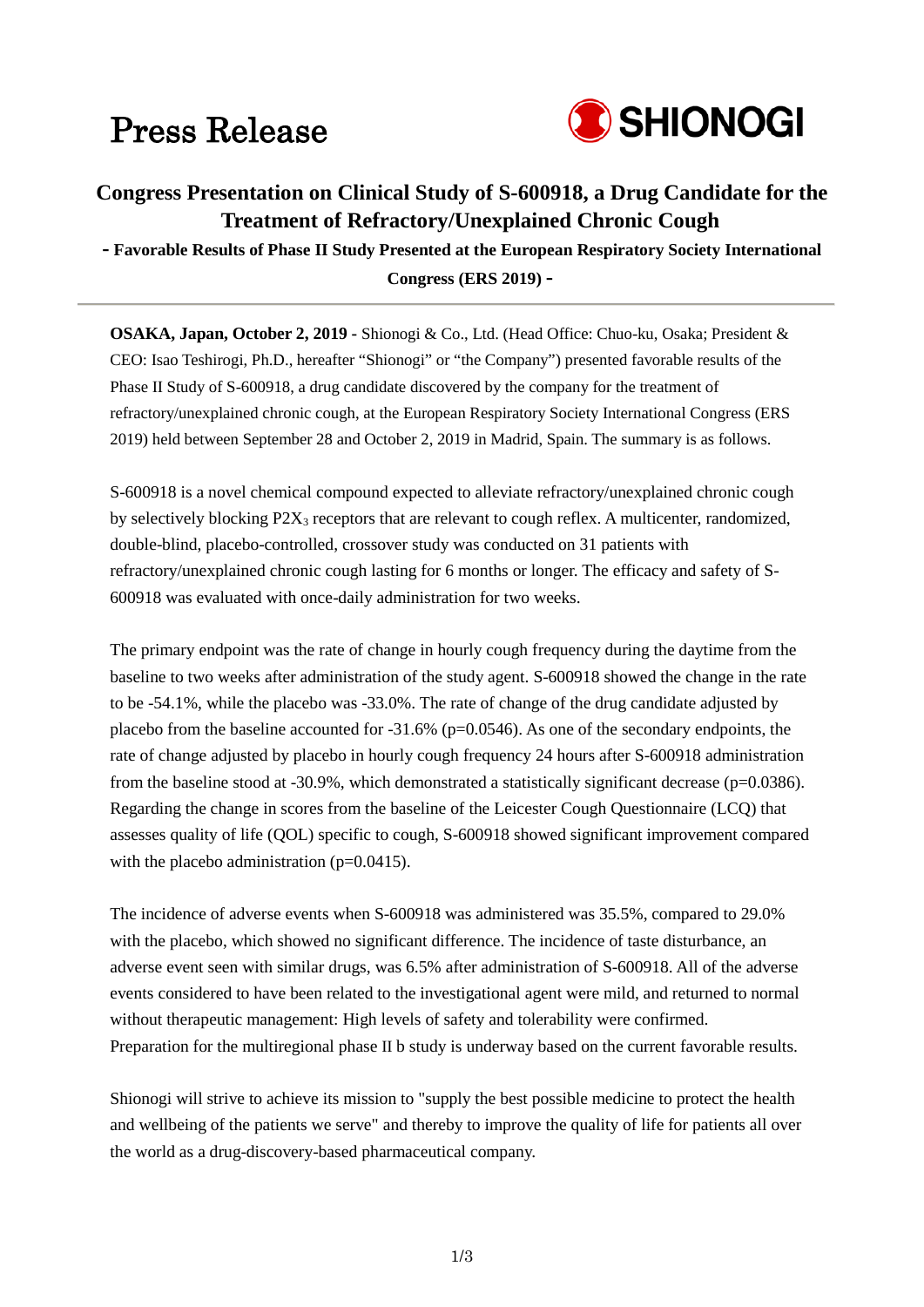Press Release

SHIONOGI

# Congress Presentation on Clinical Study of S-600918, a Drug Candidate for the Treatment of Refractory/Unexplained Chronic Cough

**- Favorable Results of Phase II Study Presented at the European Respiratory Society International Congress (ERS 2019) -**

---

**OSAKA, Japan, October 2, 2019** - Shionogi & Co., Ltd. (Head Office: Chuo-ku, Osaka; President & CEO: Isao Teshirogi, Ph.D., hereafter "Shionogi" or "the Company") presented favorable results of the Phase II Study of S-600918, a drug candidate discovered by the company for the treatment of refractory/unexplained chronic cough, at the European Respiratory Society International Congress (ERS 2019) held between September 28 and October 2, 2019 in Madrid, Spain. The summary is as follows.

S-600918 is a novel chemical compound expected to alleviate refractory/unexplained chronic cough by selectively blocking $P2X_3$ receptors that are relevant to cough reflex. A multicenter, randomized, double-blind, placebo-controlled, crossover study was conducted on 31 patients with refractory/unexplained chronic cough lasting for 6 months or longer. The efficacy and safety of S-600918 was evaluated with once-daily administration for two weeks.

The primary endpoint was the rate of change in hourly cough frequency during the daytime from the baseline to two weeks after administration of the study agent. S-600918 showed the change in the rate to be -54.1%, while the placebo was -33.0%. The rate of change of the drug candidate adjusted by placebo from the baseline accounted for -31.6% (p=0.0546). As one of the secondary endpoints, the rate of change adjusted by placebo in hourly cough frequency 24 hours after S-600918 administration from the baseline stood at -30.9%, which demonstrated a statistically significant decrease (p=0.0386). Regarding the change in scores from the baseline of the Leicester Cough Questionnaire (LCQ) that assesses quality of life (QOL) specific to cough, S-600918 showed significant improvement compared with the placebo administration (p=0.0415).

The incidence of adverse events when S-600918 was administered was 35.5%, compared to 29.0% with the placebo, which showed no significant difference. The incidence of taste disturbance, an adverse event seen with similar drugs, was 6.5% after administration of S-600918. All of the adverse events considered to have been related to the investigational agent were mild, and returned to normal without therapeutic management: High levels of safety and tolerability were confirmed. Preparation for the multiregional phase II b study is underway based on the current favorable results.

Shionogi will strive to achieve its mission to "supply the best possible medicine to protect the health and wellbeing of the patients we serve" and thereby to improve the quality of life for patients all over the world as a drug-discovery-based pharmaceutical company.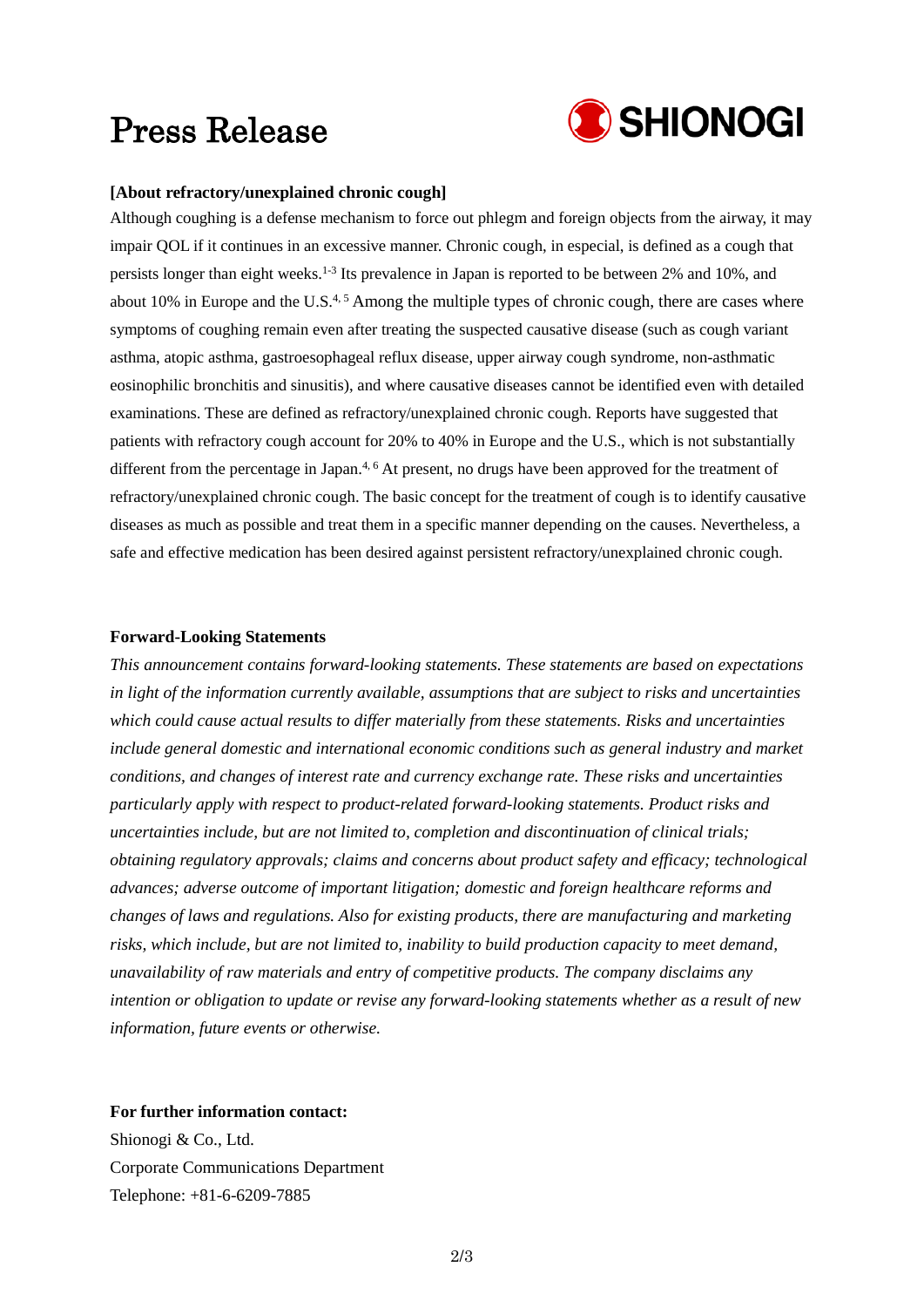**[About refractory/unexplained chronic cough]**

Although coughing is a defense mechanism to force out phlegm and foreign objects from the airway, it may impair QOL if it continues in an excessive manner. Chronic cough, in especial, is defined as a cough that persists longer than eight weeks.[1-3] Its prevalence in Japan is reported to be between 2% and 10%, and about 10% in Europe and the U.S.[4, 5] Among the multiple types of chronic cough, there are cases where symptoms of coughing remain even after treating the suspected causative disease (such as cough variant asthma, atopic asthma, gastroesophageal reflux disease, upper airway cough syndrome, non-asthmatic eosinophilic bronchitis and sinusitis), and where causative diseases cannot be identified even with detailed examinations. These are defined as refractory/unexplained chronic cough. Reports have suggested that patients with refractory cough account for 20% to 40% in Europe and the U.S., which is not substantially different from the percentage in Japan.[4, 6] At present, no drugs have been approved for the treatment of refractory/unexplained chronic cough. The basic concept for the treatment of cough is to identify causative diseases as much as possible and treat them in a specific manner depending on the causes. Nevertheless, a safe and effective medication has been desired against persistent refractory/unexplained chronic cough.

**Forward-Looking Statements**

*This announcement contains forward-looking statements. These statements are based on expectations in light of the information currently available, assumptions that are subject to risks and uncertainties which could cause actual results to differ materially from these statements. Risks and uncertainties include general domestic and international economic conditions such as general industry and market conditions, and changes of interest rate and currency exchange rate. These risks and uncertainties particularly apply with respect to product-related forward-looking statements. Product risks and uncertainties include, but are not limited to, completion and discontinuation of clinical trials; obtaining regulatory approvals; claims and concerns about product safety and efficacy; technological advances; adverse outcome of important litigation; domestic and foreign healthcare reforms and changes of laws and regulations. Also for existing products, there are manufacturing and marketing risks, which include, but are not limited to, inability to build production capacity to meet demand, unavailability of raw materials and entry of competitive products. The company disclaims any intention or obligation to update or revise any forward-looking statements whether as a result of new information, future events or otherwise.*

**For further information contact:**

Shionogi & Co., Ltd.
Corporate Communications Department
Telephone: +81-6-6209-7885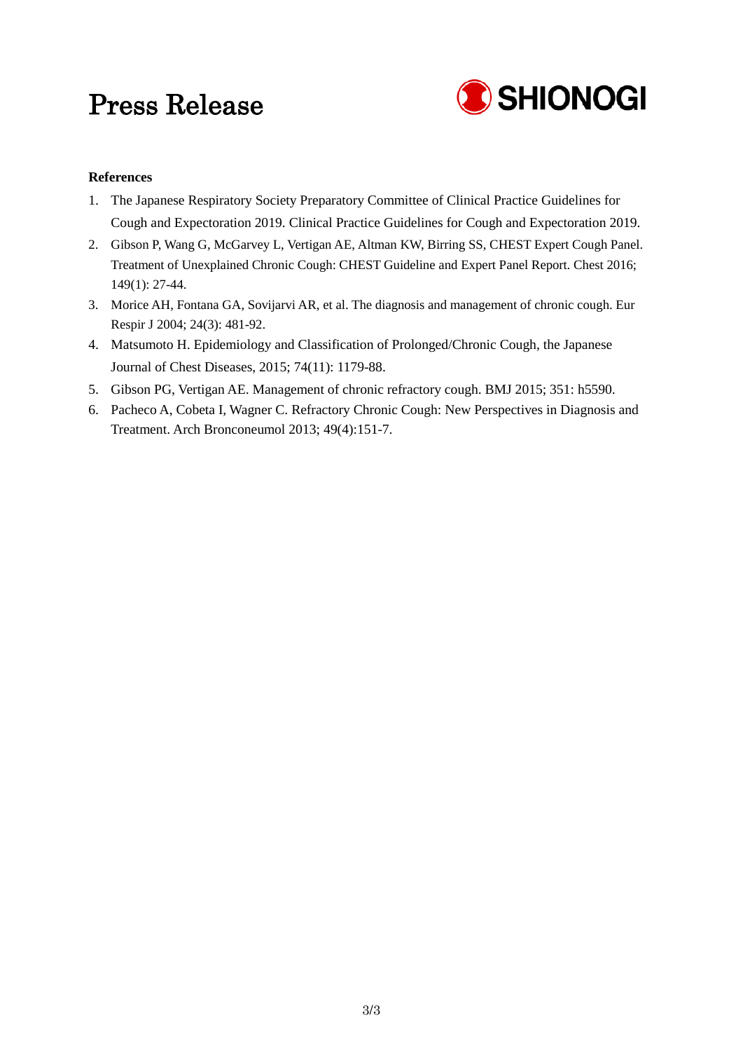**References**

1. The Japanese Respiratory Society Preparatory Committee of Clinical Practice Guidelines for Cough and Expectoration 2019. Clinical Practice Guidelines for Cough and Expectoration 2019.
2. Gibson P, Wang G, McGarvey L, Vertigan AE, Altman KW, Birring SS, CHEST Expert Cough Panel. Treatment of Unexplained Chronic Cough: CHEST Guideline and Expert Panel Report. Chest 2016; 149(1): 27-44.
3. Morice AH, Fontana GA, Sovijarvi AR, et al. The diagnosis and management of chronic cough. Eur Respir J 2004; 24(3): 481-92.
4. Matsumoto H. Epidemiology and Classification of Prolonged/Chronic Cough, the Japanese Journal of Chest Diseases, 2015; 74(11): 1179-88.
5. Gibson PG, Vertigan AE. Management of chronic refractory cough. BMJ 2015; 351: h5590.
6. Pacheco A, Cobeta I, Wagner C. Refractory Chronic Cough: New Perspectives in Diagnosis and Treatment. Arch Bronconeumol 2013; 49(4):151-7.